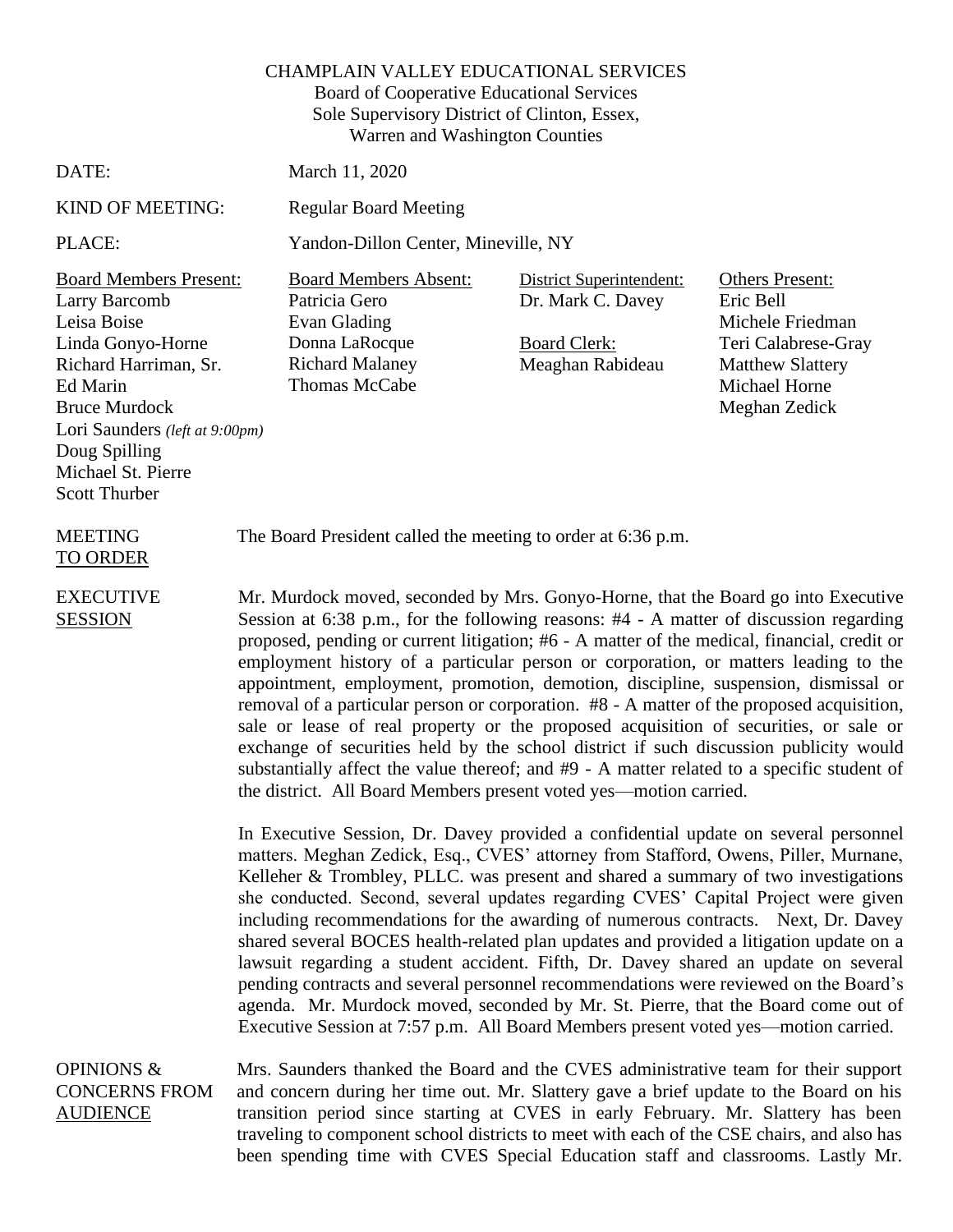CHAMPLAIN VALLEY EDUCATIONAL SERVICES
Board of Cooperative Educational Services
Sole Supervisory District of Clinton, Essex,
Warren and Washington Counties

DATE: March 11, 2020

KIND OF MEETING: Regular Board Meeting

PLACE: Yandon-Dillon Center, Mineville, NY

| Board Members Present: | Board Members Absent: | District Superintendent: | Others Present: |
|---|---|---|---|
| Larry Barcomb | Patricia Gero | Dr. Mark C. Davey | Eric Bell |
| Leisa Boise | Evan Glading | | Michele Friedman |
| Linda Gonyo-Horne | Donna LaRocque | Board Clerk: | Teri Calabrese-Gray |
| Richard Harriman, Sr. | Richard Malaney | Meaghan Rabideau | Matthew Slattery |
| Ed Marin | Thomas McCabe | | Michael Horne |
| Bruce Murdock | | | Meghan Zedick |
| Lori Saunders *(left at 9:00pm)* | | | |
| Doug Spilling | | | |
| Michael St. Pierre | | | |
| Scott Thurber | | | |

**MEETING TO ORDER**

The Board President called the meeting to order at 6:36 p.m.

**EXECUTIVE SESSION**

Mr. Murdock moved, seconded by Mrs. Gonyo-Horne, that the Board go into Executive Session at 6:38 p.m., for the following reasons: #4 - A matter of discussion regarding proposed, pending or current litigation; #6 - A matter of the medical, financial, credit or employment history of a particular person or corporation, or matters leading to the appointment, employment, promotion, demotion, discipline, suspension, dismissal or removal of a particular person or corporation. #8 - A matter of the proposed acquisition, sale or lease of real property or the proposed acquisition of securities, or sale or exchange of securities held by the school district if such discussion publicity would substantially affect the value thereof; and #9 - A matter related to a specific student of the district. All Board Members present voted yes—motion carried.

In Executive Session, Dr. Davey provided a confidential update on several personnel matters. Meghan Zedick, Esq., CVES' attorney from Stafford, Owens, Piller, Murnane, Kelleher & Trombley, PLLC. was present and shared a summary of two investigations she conducted. Second, several updates regarding CVES' Capital Project were given including recommendations for the awarding of numerous contracts. Next, Dr. Davey shared several BOCES health-related plan updates and provided a litigation update on a lawsuit regarding a student accident. Fifth, Dr. Davey shared an update on several pending contracts and several personnel recommendations were reviewed on the Board's agenda. Mr. Murdock moved, seconded by Mr. St. Pierre, that the Board come out of Executive Session at 7:57 p.m. All Board Members present voted yes—motion carried.

**OPINIONS & CONCERNS FROM AUDIENCE**

Mrs. Saunders thanked the Board and the CVES administrative team for their support and concern during her time out. Mr. Slattery gave a brief update to the Board on his transition period since starting at CVES in early February. Mr. Slattery has been traveling to component school districts to meet with each of the CSE chairs, and also has been spending time with CVES Special Education staff and classrooms. Lastly Mr.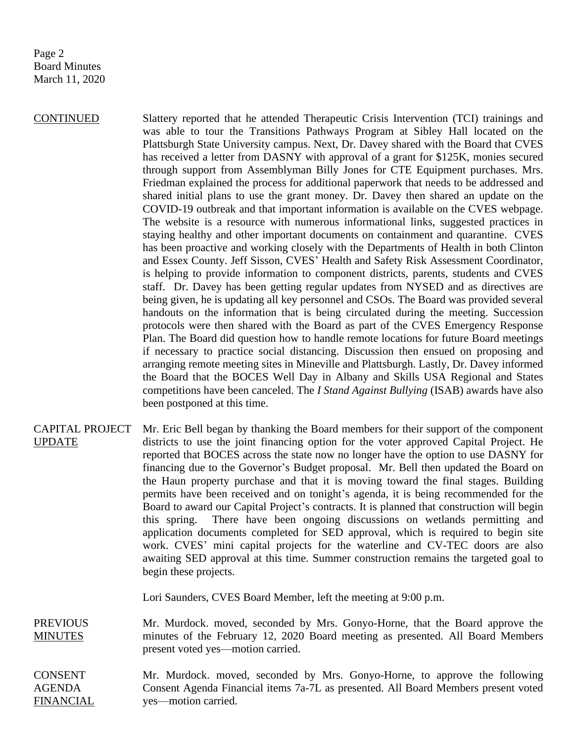**CONTINUED**

Slattery reported that he attended Therapeutic Crisis Intervention (TCI) trainings and was able to tour the Transitions Pathways Program at Sibley Hall located on the Plattsburgh State University campus. Next, Dr. Davey shared with the Board that CVES has received a letter from DASNY with approval of a grant for $125K, monies secured through support from Assemblyman Billy Jones for CTE Equipment purchases. Mrs. Friedman explained the process for additional paperwork that needs to be addressed and shared initial plans to use the grant money. Dr. Davey then shared an update on the COVID-19 outbreak and that important information is available on the CVES webpage. The website is a resource with numerous informational links, suggested practices in staying healthy and other important documents on containment and quarantine. CVES has been proactive and working closely with the Departments of Health in both Clinton and Essex County. Jeff Sisson, CVES' Health and Safety Risk Assessment Coordinator, is helping to provide information to component districts, parents, students and CVES staff. Dr. Davey has been getting regular updates from NYSED and as directives are being given, he is updating all key personnel and CSOs. The Board was provided several handouts on the information that is being circulated during the meeting. Succession protocols were then shared with the Board as part of the CVES Emergency Response Plan. The Board did question how to handle remote locations for future Board meetings if necessary to practice social distancing. Discussion then ensued on proposing and arranging remote meeting sites in Mineville and Plattsburgh. Lastly, Dr. Davey informed the Board that the BOCES Well Day in Albany and Skills USA Regional and States competitions have been canceled. The *I Stand Against Bullying* (ISAB) awards have also been postponed at this time.

**CAPITAL PROJECT UPDATE**

Mr. Eric Bell began by thanking the Board members for their support of the component districts to use the joint financing option for the voter approved Capital Project. He reported that BOCES across the state now no longer have the option to use DASNY for financing due to the Governor's Budget proposal. Mr. Bell then updated the Board on the Haun property purchase and that it is moving toward the final stages. Building permits have been received and on tonight's agenda, it is being recommended for the Board to award our Capital Project's contracts. It is planned that construction will begin this spring. There have been ongoing discussions on wetlands permitting and application documents completed for SED approval, which is required to begin site work. CVES' mini capital projects for the waterline and CV-TEC doors are also awaiting SED approval at this time. Summer construction remains the targeted goal to begin these projects.

Lori Saunders, CVES Board Member, left the meeting at 9:00 p.m.

**PREVIOUS MINUTES**

Mr. Murdock. moved, seconded by Mrs. Gonyo-Horne, that the Board approve the minutes of the February 12, 2020 Board meeting as presented. All Board Members present voted yes—motion carried.

**CONSENT AGENDA FINANCIAL**

Mr. Murdock. moved, seconded by Mrs. Gonyo-Horne, to approve the following Consent Agenda Financial items 7a-7L as presented. All Board Members present voted yes—motion carried.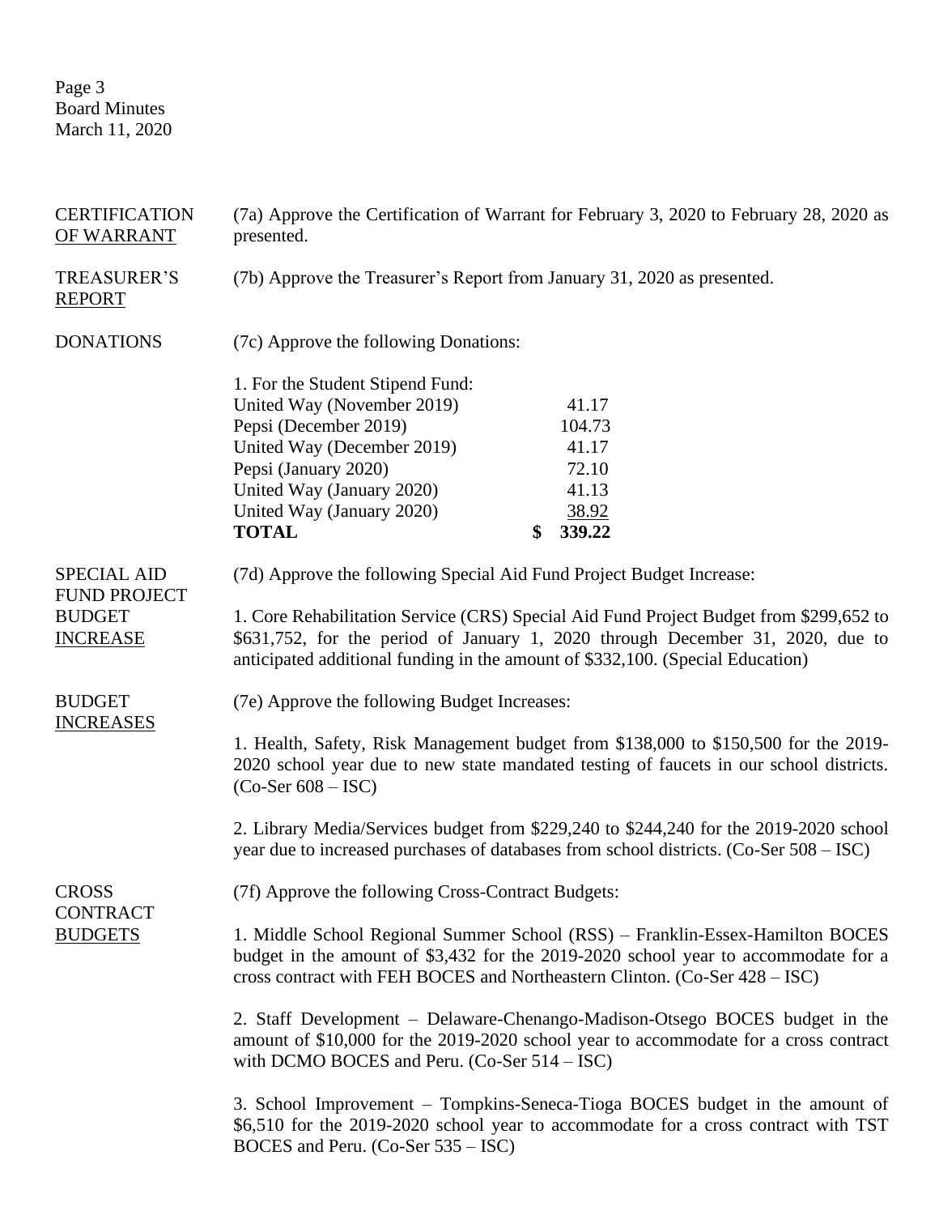**CERTIFICATION OF WARRANT**

(7a) Approve the Certification of Warrant for February 3, 2020 to February 28, 2020 as presented.

**TREASURER'S REPORT**

(7b) Approve the Treasurer's Report from January 31, 2020 as presented.

**DONATIONS**

(7c) Approve the following Donations:

1. For the Student Stipend Fund:

| | |
|---|---:|
| United Way (November 2019) | 41.17 |
| Pepsi (December 2019) | 104.73 |
| United Way (December 2019) | 41.17 |
| Pepsi (January 2020) | 72.10 |
| United Way (January 2020) | 41.13 |
| United Way (January 2020) | 38.92 |
| **TOTAL** | **$ 339.22** |

**SPECIAL AID FUND PROJECT BUDGET INCREASE**

(7d) Approve the following Special Aid Fund Project Budget Increase:

1. Core Rehabilitation Service (CRS) Special Aid Fund Project Budget from $299,652 to $631,752, for the period of January 1, 2020 through December 31, 2020, due to anticipated additional funding in the amount of $332,100. (Special Education)

**BUDGET INCREASES**

(7e) Approve the following Budget Increases:

1. Health, Safety, Risk Management budget from $138,000 to $150,500 for the 2019-2020 school year due to new state mandated testing of faucets in our school districts. (Co-Ser 608 – ISC)

2. Library Media/Services budget from $229,240 to $244,240 for the 2019-2020 school year due to increased purchases of databases from school districts. (Co-Ser 508 – ISC)

**CROSS CONTRACT BUDGETS**

(7f) Approve the following Cross-Contract Budgets:

1. Middle School Regional Summer School (RSS) – Franklin-Essex-Hamilton BOCES budget in the amount of $3,432 for the 2019-2020 school year to accommodate for a cross contract with FEH BOCES and Northeastern Clinton. (Co-Ser 428 – ISC)

2. Staff Development – Delaware-Chenango-Madison-Otsego BOCES budget in the amount of $10,000 for the 2019-2020 school year to accommodate for a cross contract with DCMO BOCES and Peru. (Co-Ser 514 – ISC)

3. School Improvement – Tompkins-Seneca-Tioga BOCES budget in the amount of $6,510 for the 2019-2020 school year to accommodate for a cross contract with TST BOCES and Peru. (Co-Ser 535 – ISC)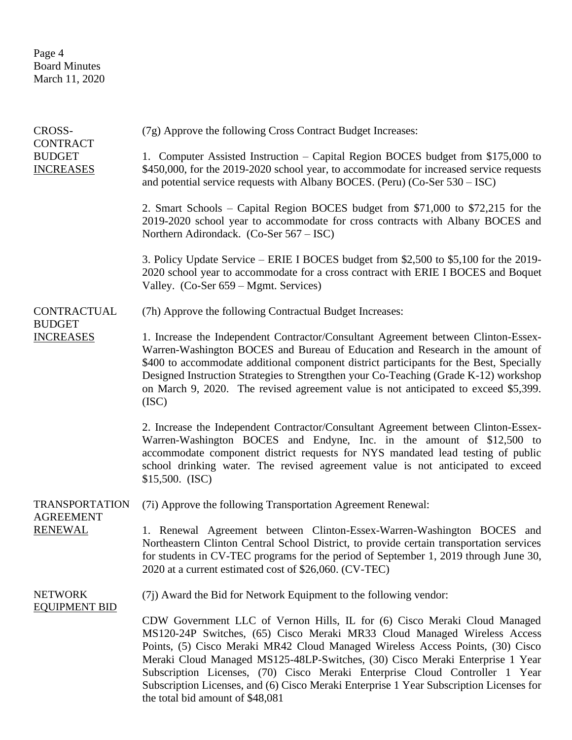**CROSS-CONTRACT BUDGET INCREASES**

(7g) Approve the following Cross Contract Budget Increases:

1. Computer Assisted Instruction – Capital Region BOCES budget from $175,000 to $450,000, for the 2019-2020 school year, to accommodate for increased service requests and potential service requests with Albany BOCES. (Peru) (Co-Ser 530 – ISC)

2. Smart Schools – Capital Region BOCES budget from $71,000 to $72,215 for the 2019-2020 school year to accommodate for cross contracts with Albany BOCES and Northern Adirondack. (Co-Ser 567 – ISC)

3. Policy Update Service – ERIE I BOCES budget from $2,500 to $5,100 for the 2019-2020 school year to accommodate for a cross contract with ERIE I BOCES and Boquet Valley. (Co-Ser 659 – Mgmt. Services)

**CONTRACTUAL BUDGET INCREASES**

(7h) Approve the following Contractual Budget Increases:

1. Increase the Independent Contractor/Consultant Agreement between Clinton-Essex-Warren-Washington BOCES and Bureau of Education and Research in the amount of $400 to accommodate additional component district participants for the Best, Specially Designed Instruction Strategies to Strengthen your Co-Teaching (Grade K-12) workshop on March 9, 2020. The revised agreement value is not anticipated to exceed $5,399. (ISC)

2. Increase the Independent Contractor/Consultant Agreement between Clinton-Essex-Warren-Washington BOCES and Endyne, Inc. in the amount of $12,500 to accommodate component district requests for NYS mandated lead testing of public school drinking water. The revised agreement value is not anticipated to exceed $15,500. (ISC)

**TRANSPORTATION AGREEMENT RENEWAL**

(7i) Approve the following Transportation Agreement Renewal:

1. Renewal Agreement between Clinton-Essex-Warren-Washington BOCES and Northeastern Clinton Central School District, to provide certain transportation services for students in CV-TEC programs for the period of September 1, 2019 through June 30, 2020 at a current estimated cost of $26,060. (CV-TEC)

**NETWORK EQUIPMENT BID**

(7j) Award the Bid for Network Equipment to the following vendor:

CDW Government LLC of Vernon Hills, IL for (6) Cisco Meraki Cloud Managed MS120-24P Switches, (65) Cisco Meraki MR33 Cloud Managed Wireless Access Points, (5) Cisco Meraki MR42 Cloud Managed Wireless Access Points, (30) Cisco Meraki Cloud Managed MS125-48LP-Switches, (30) Cisco Meraki Enterprise 1 Year Subscription Licenses, (70) Cisco Meraki Enterprise Cloud Controller 1 Year Subscription Licenses, and (6) Cisco Meraki Enterprise 1 Year Subscription Licenses for the total bid amount of $48,081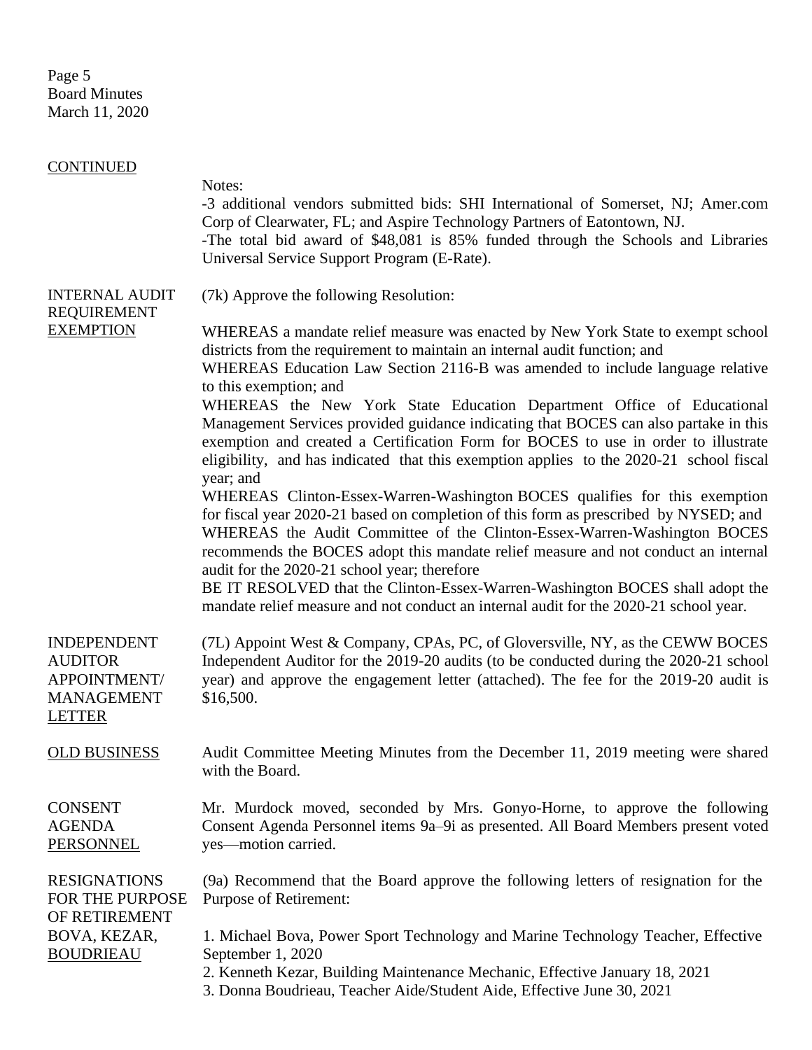CONTINUED

Notes:
-3 additional vendors submitted bids: SHI International of Somerset, NJ; Amer.com Corp of Clearwater, FL; and Aspire Technology Partners of Eatontown, NJ.
-The total bid award of $48,081 is 85% funded through the Schools and Libraries Universal Service Support Program (E-Rate).

**INTERNAL AUDIT REQUIREMENT EXEMPTION**

(7k) Approve the following Resolution:

WHEREAS a mandate relief measure was enacted by New York State to exempt school districts from the requirement to maintain an internal audit function; and
WHEREAS Education Law Section 2116-B was amended to include language relative to this exemption; and
WHEREAS the New York State Education Department Office of Educational Management Services provided guidance indicating that BOCES can also partake in this exemption and created a Certification Form for BOCES to use in order to illustrate eligibility, and has indicated that this exemption applies to the 2020-21 school fiscal year; and
WHEREAS Clinton-Essex-Warren-Washington BOCES qualifies for this exemption for fiscal year 2020-21 based on completion of this form as prescribed by NYSED; and
WHEREAS the Audit Committee of the Clinton-Essex-Warren-Washington BOCES recommends the BOCES adopt this mandate relief measure and not conduct an internal audit for the 2020-21 school year; therefore
BE IT RESOLVED that the Clinton-Essex-Warren-Washington BOCES shall adopt the mandate relief measure and not conduct an internal audit for the 2020-21 school year.

**INDEPENDENT AUDITOR APPOINTMENT/ MANAGEMENT LETTER**

(7L) Appoint West & Company, CPAs, PC, of Gloversville, NY, as the CEWW BOCES Independent Auditor for the 2019-20 audits (to be conducted during the 2020-21 school year) and approve the engagement letter (attached). The fee for the 2019-20 audit is $16,500.

**OLD BUSINESS**

Audit Committee Meeting Minutes from the December 11, 2019 meeting were shared with the Board.

**CONSENT AGENDA PERSONNEL**

Mr. Murdock moved, seconded by Mrs. Gonyo-Horne, to approve the following Consent Agenda Personnel items 9a–9i as presented. All Board Members present voted yes—motion carried.

**RESIGNATIONS FOR THE PURPOSE OF RETIREMENT BOVA, KEZAR, BOUDRIEAU**

(9a) Recommend that the Board approve the following letters of resignation for the Purpose of Retirement:

1. Michael Bova, Power Sport Technology and Marine Technology Teacher, Effective September 1, 2020
2. Kenneth Kezar, Building Maintenance Mechanic, Effective January 18, 2021
3. Donna Boudrieau, Teacher Aide/Student Aide, Effective June 30, 2021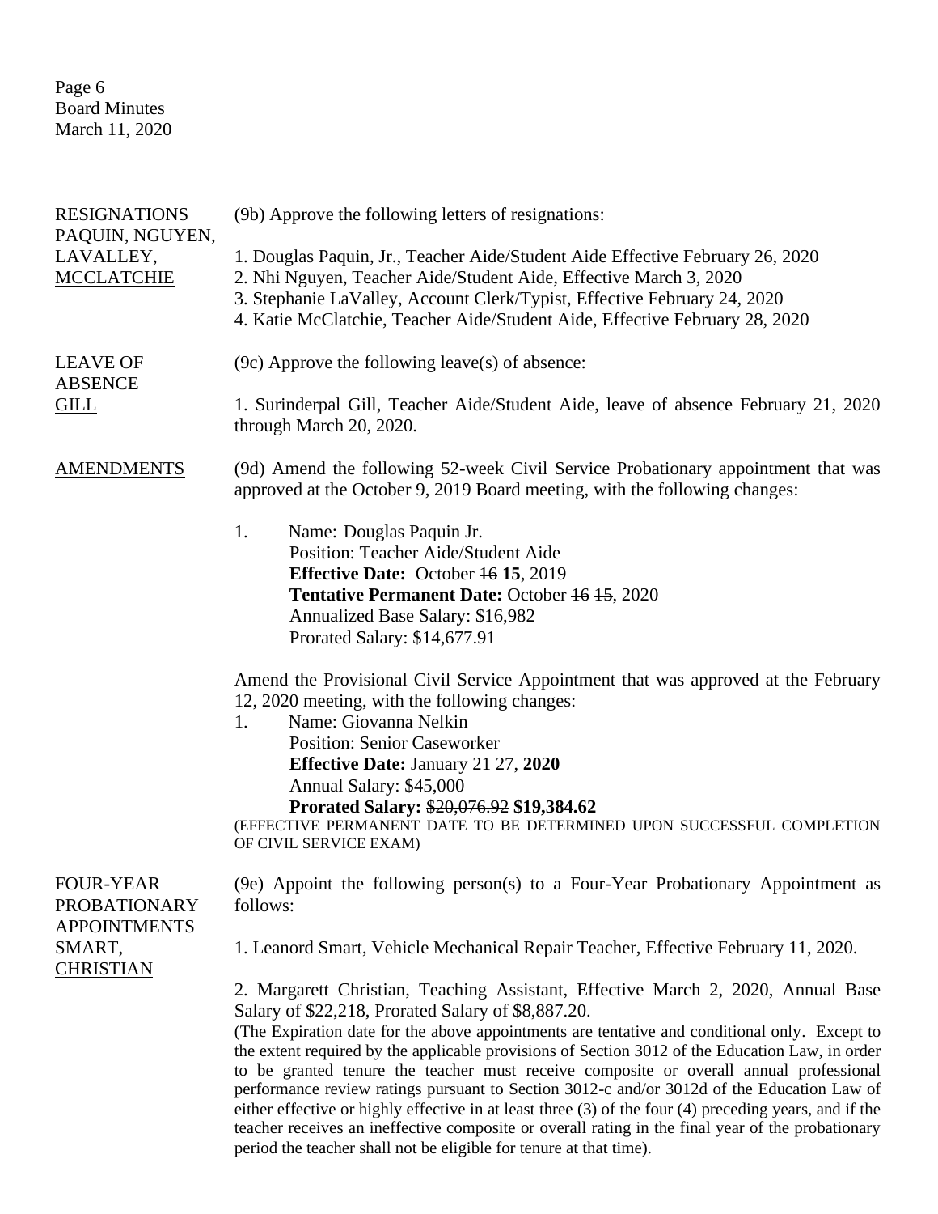RESIGNATIONS PAQUIN, NGUYEN, LAVALLEY, MCCLATCHIE

(9b) Approve the following letters of resignations:

1. Douglas Paquin, Jr., Teacher Aide/Student Aide Effective February 26, 2020
2. Nhi Nguyen, Teacher Aide/Student Aide, Effective March 3, 2020
3. Stephanie LaValley, Account Clerk/Typist, Effective February 24, 2020
4. Katie McClatchie, Teacher Aide/Student Aide, Effective February 28, 2020

LEAVE OF ABSENCE GILL

(9c) Approve the following leave(s) of absence:

1. Surinderpal Gill, Teacher Aide/Student Aide, leave of absence February 21, 2020 through March 20, 2020.

AMENDMENTS

(9d) Amend the following 52-week Civil Service Probationary appointment that was approved at the October 9, 2019 Board meeting, with the following changes:

1. Name: Douglas Paquin Jr.
   Position: Teacher Aide/Student Aide
   **Effective Date:** October ~~16~~ **15**, 2019
   **Tentative Permanent Date:** October ~~16~~ ~~15~~, 2020
   Annualized Base Salary: $16,982
   Prorated Salary: $14,677.91

Amend the Provisional Civil Service Appointment that was approved at the February 12, 2020 meeting, with the following changes:

1. Name: Giovanna Nelkin
   Position: Senior Caseworker
   **Effective Date:** January ~~21~~ 27, **2020**
   Annual Salary: $45,000
   **Prorated Salary:** ~~$20,076.92~~ **$19,384.62**

(EFFECTIVE PERMANENT DATE TO BE DETERMINED UPON SUCCESSFUL COMPLETION OF CIVIL SERVICE EXAM)

FOUR-YEAR PROBATIONARY APPOINTMENTS SMART, CHRISTIAN

(9e) Appoint the following person(s) to a Four-Year Probationary Appointment as follows:

1. Leanord Smart, Vehicle Mechanical Repair Teacher, Effective February 11, 2020.

2. Margarett Christian, Teaching Assistant, Effective March 2, 2020, Annual Base Salary of $22,218, Prorated Salary of $8,887.20.

(The Expiration date for the above appointments are tentative and conditional only. Except to the extent required by the applicable provisions of Section 3012 of the Education Law, in order to be granted tenure the teacher must receive composite or overall annual professional performance review ratings pursuant to Section 3012-c and/or 3012d of the Education Law of either effective or highly effective in at least three (3) of the four (4) preceding years, and if the teacher receives an ineffective composite or overall rating in the final year of the probationary period the teacher shall not be eligible for tenure at that time).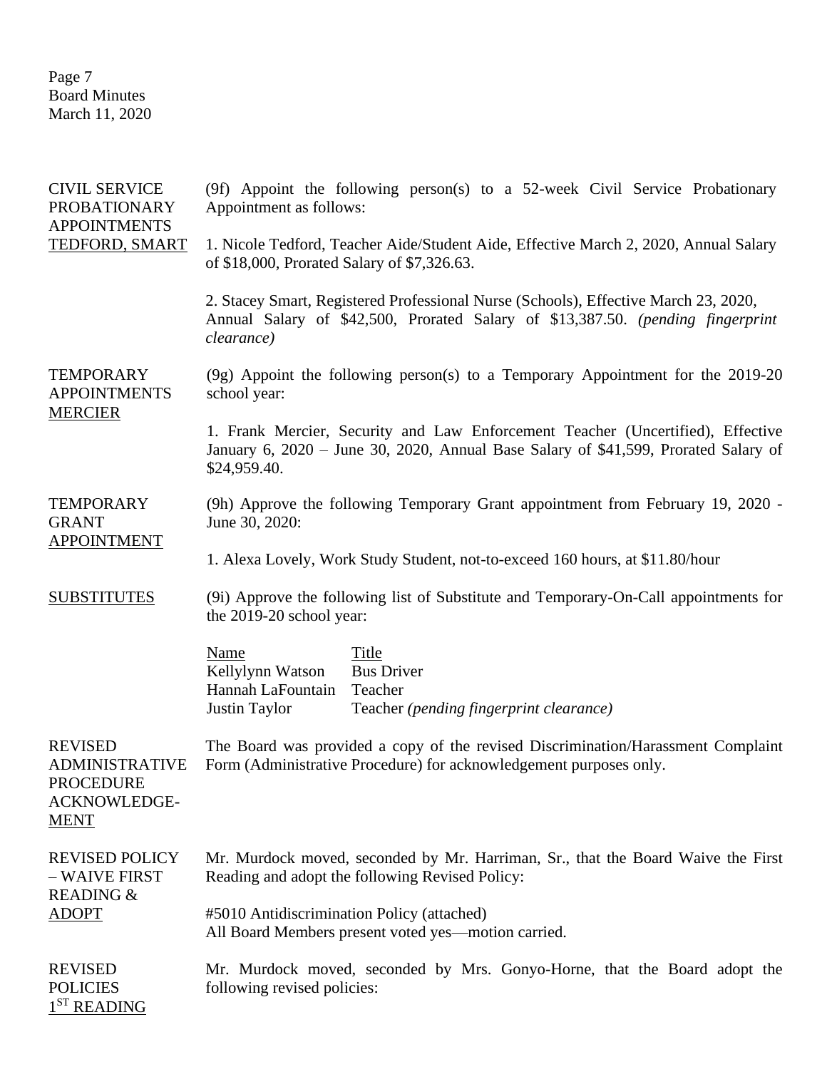CIVIL SERVICE PROBATIONARY APPOINTMENTS <u>TEDFORD, SMART</u>

(9f) Appoint the following person(s) to a 52-week Civil Service Probationary Appointment as follows:

1. Nicole Tedford, Teacher Aide/Student Aide, Effective March 2, 2020, Annual Salary of $18,000, Prorated Salary of $7,326.63.

2. Stacey Smart, Registered Professional Nurse (Schools), Effective March 23, 2020, Annual Salary of $42,500, Prorated Salary of $13,387.50. *(pending fingerprint clearance)*

TEMPORARY APPOINTMENTS <u>MERCIER</u>

(9g) Appoint the following person(s) to a Temporary Appointment for the 2019-20 school year:

1. Frank Mercier, Security and Law Enforcement Teacher (Uncertified), Effective January 6, 2020 – June 30, 2020, Annual Base Salary of $41,599, Prorated Salary of $24,959.40.

TEMPORARY GRANT <u>APPOINTMENT</u>

(9h) Approve the following Temporary Grant appointment from February 19, 2020 - June 30, 2020:

1. Alexa Lovely, Work Study Student, not-to-exceed 160 hours, at $11.80/hour

<u>SUBSTITUTES</u>

(9i) Approve the following list of Substitute and Temporary-On-Call appointments for the 2019-20 school year:

| Name | Title |
|---|---|
| Kellylynn Watson | Bus Driver |
| Hannah LaFountain | Teacher |
| Justin Taylor | Teacher *(pending fingerprint clearance)* |

REVISED ADMINISTRATIVE PROCEDURE ACKNOWLEDGE-<u>MENT</u>

The Board was provided a copy of the revised Discrimination/Harassment Complaint Form (Administrative Procedure) for acknowledgement purposes only.

REVISED POLICY – WAIVE FIRST READING & <u>ADOPT</u>

Mr. Murdock moved, seconded by Mr. Harriman, Sr., that the Board Waive the First Reading and adopt the following Revised Policy:

#5010 Antidiscrimination Policy (attached)
All Board Members present voted yes—motion carried.

REVISED POLICIES <u>1ST READING</u>

Mr. Murdock moved, seconded by Mrs. Gonyo-Horne, that the Board adopt the following revised policies: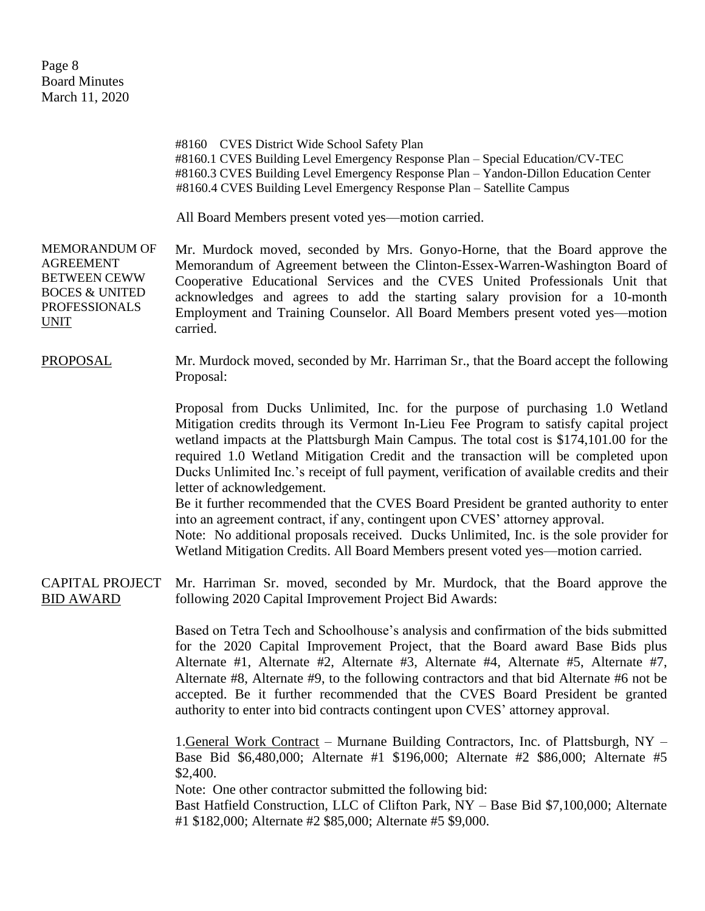#8160 CVES District Wide School Safety Plan
#8160.1 CVES Building Level Emergency Response Plan – Special Education/CV-TEC
#8160.3 CVES Building Level Emergency Response Plan – Yandon-Dillon Education Center
#8160.4 CVES Building Level Emergency Response Plan – Satellite Campus

All Board Members present voted yes—motion carried.

MEMORANDUM OF AGREEMENT BETWEEN CEWW BOCES & UNITED PROFESSIONALS UNIT

Mr. Murdock moved, seconded by Mrs. Gonyo-Horne, that the Board approve the Memorandum of Agreement between the Clinton-Essex-Warren-Washington Board of Cooperative Educational Services and the CVES United Professionals Unit that acknowledges and agrees to add the starting salary provision for a 10-month Employment and Training Counselor. All Board Members present voted yes—motion carried.

PROPOSAL

Mr. Murdock moved, seconded by Mr. Harriman Sr., that the Board accept the following Proposal:

Proposal from Ducks Unlimited, Inc. for the purpose of purchasing 1.0 Wetland Mitigation credits through its Vermont In-Lieu Fee Program to satisfy capital project wetland impacts at the Plattsburgh Main Campus. The total cost is $174,101.00 for the required 1.0 Wetland Mitigation Credit and the transaction will be completed upon Ducks Unlimited Inc.'s receipt of full payment, verification of available credits and their letter of acknowledgement.
Be it further recommended that the CVES Board President be granted authority to enter into an agreement contract, if any, contingent upon CVES' attorney approval.
Note: No additional proposals received. Ducks Unlimited, Inc. is the sole provider for Wetland Mitigation Credits. All Board Members present voted yes—motion carried.

CAPITAL PROJECT BID AWARD

Mr. Harriman Sr. moved, seconded by Mr. Murdock, that the Board approve the following 2020 Capital Improvement Project Bid Awards:

Based on Tetra Tech and Schoolhouse's analysis and confirmation of the bids submitted for the 2020 Capital Improvement Project, that the Board award Base Bids plus Alternate #1, Alternate #2, Alternate #3, Alternate #4, Alternate #5, Alternate #7, Alternate #8, Alternate #9, to the following contractors and that bid Alternate #6 not be accepted. Be it further recommended that the CVES Board President be granted authority to enter into bid contracts contingent upon CVES' attorney approval.

1. General Work Contract – Murnane Building Contractors, Inc. of Plattsburgh, NY – Base Bid $6,480,000; Alternate #1 $196,000; Alternate #2 $86,000; Alternate #5 $2,400.
Note: One other contractor submitted the following bid:
Bast Hatfield Construction, LLC of Clifton Park, NY – Base Bid $7,100,000; Alternate #1 $182,000; Alternate #2 $85,000; Alternate #5 $9,000.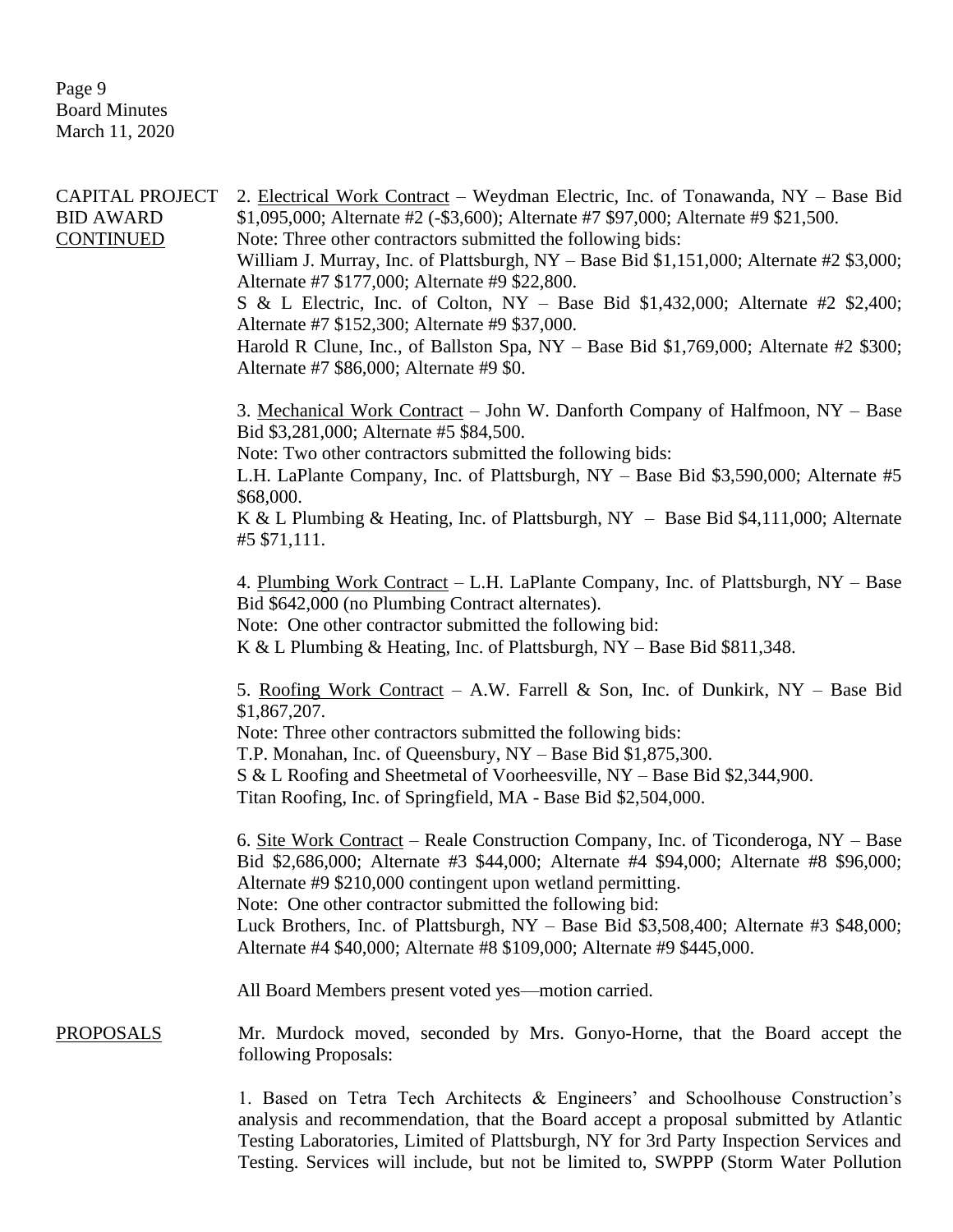CAPITAL PROJECT BID AWARD CONTINUED

2. Electrical Work Contract – Weydman Electric, Inc. of Tonawanda, NY – Base Bid $1,095,000; Alternate #2 (-$3,600); Alternate #7 $97,000; Alternate #9 $21,500.
Note: Three other contractors submitted the following bids:
William J. Murray, Inc. of Plattsburgh, NY – Base Bid $1,151,000; Alternate #2 $3,000; Alternate #7 $177,000; Alternate #9 $22,800.
S & L Electric, Inc. of Colton, NY – Base Bid $1,432,000; Alternate #2 $2,400; Alternate #7 $152,300; Alternate #9 $37,000.
Harold R Clune, Inc., of Ballston Spa, NY – Base Bid $1,769,000; Alternate #2 $300; Alternate #7 $86,000; Alternate #9 $0.

3. Mechanical Work Contract – John W. Danforth Company of Halfmoon, NY – Base Bid $3,281,000; Alternate #5 $84,500.
Note: Two other contractors submitted the following bids:
L.H. LaPlante Company, Inc. of Plattsburgh, NY – Base Bid $3,590,000; Alternate #5 $68,000.
K & L Plumbing & Heating, Inc. of Plattsburgh, NY – Base Bid $4,111,000; Alternate #5 $71,111.

4. Plumbing Work Contract – L.H. LaPlante Company, Inc. of Plattsburgh, NY – Base Bid $642,000 (no Plumbing Contract alternates).
Note: One other contractor submitted the following bid:
K & L Plumbing & Heating, Inc. of Plattsburgh, NY – Base Bid $811,348.

5. Roofing Work Contract – A.W. Farrell & Son, Inc. of Dunkirk, NY – Base Bid $1,867,207.
Note: Three other contractors submitted the following bids:
T.P. Monahan, Inc. of Queensbury, NY – Base Bid $1,875,300.
S & L Roofing and Sheetmetal of Voorheesville, NY – Base Bid $2,344,900.
Titan Roofing, Inc. of Springfield, MA - Base Bid $2,504,000.

6. Site Work Contract – Reale Construction Company, Inc. of Ticonderoga, NY – Base Bid $2,686,000; Alternate #3 $44,000; Alternate #4 $94,000; Alternate #8 $96,000; Alternate #9 $210,000 contingent upon wetland permitting.
Note: One other contractor submitted the following bid:
Luck Brothers, Inc. of Plattsburgh, NY – Base Bid $3,508,400; Alternate #3 $48,000; Alternate #4 $40,000; Alternate #8 $109,000; Alternate #9 $445,000.

All Board Members present voted yes—motion carried.

PROPOSALS

Mr. Murdock moved, seconded by Mrs. Gonyo-Horne, that the Board accept the following Proposals:

1. Based on Tetra Tech Architects & Engineers' and Schoolhouse Construction's analysis and recommendation, that the Board accept a proposal submitted by Atlantic Testing Laboratories, Limited of Plattsburgh, NY for 3rd Party Inspection Services and Testing. Services will include, but not be limited to, SWPPP (Storm Water Pollution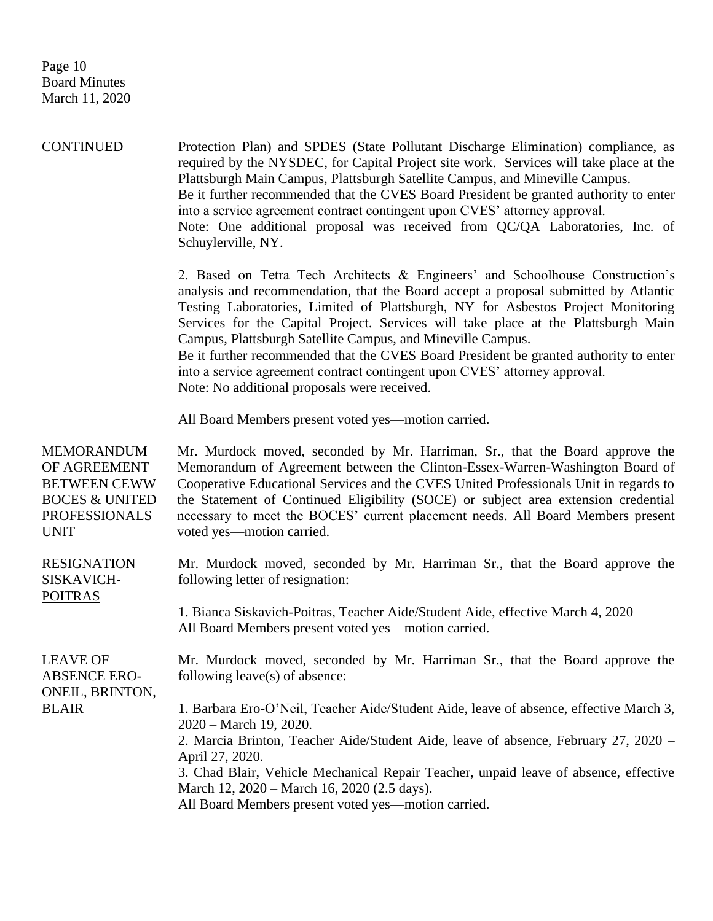**CONTINUED**

Protection Plan) and SPDES (State Pollutant Discharge Elimination) compliance, as required by the NYSDEC, for Capital Project site work. Services will take place at the Plattsburgh Main Campus, Plattsburgh Satellite Campus, and Mineville Campus.
Be it further recommended that the CVES Board President be granted authority to enter into a service agreement contract contingent upon CVES' attorney approval.
Note: One additional proposal was received from QC/QA Laboratories, Inc. of Schuylerville, NY.

2. Based on Tetra Tech Architects & Engineers' and Schoolhouse Construction's analysis and recommendation, that the Board accept a proposal submitted by Atlantic Testing Laboratories, Limited of Plattsburgh, NY for Asbestos Project Monitoring Services for the Capital Project. Services will take place at the Plattsburgh Main Campus, Plattsburgh Satellite Campus, and Mineville Campus.
Be it further recommended that the CVES Board President be granted authority to enter into a service agreement contract contingent upon CVES' attorney approval.
Note: No additional proposals were received.

All Board Members present voted yes—motion carried.

**MEMORANDUM OF AGREEMENT BETWEEN CEWW BOCES & UNITED PROFESSIONALS UNIT**

Mr. Murdock moved, seconded by Mr. Harriman, Sr., that the Board approve the Memorandum of Agreement between the Clinton-Essex-Warren-Washington Board of Cooperative Educational Services and the CVES United Professionals Unit in regards to the Statement of Continued Eligibility (SOCE) or subject area extension credential necessary to meet the BOCES' current placement needs. All Board Members present voted yes—motion carried.

**RESIGNATION SISKAVICH-POITRAS**

Mr. Murdock moved, seconded by Mr. Harriman Sr., that the Board approve the following letter of resignation:

1. Bianca Siskavich-Poitras, Teacher Aide/Student Aide, effective March 4, 2020
All Board Members present voted yes—motion carried.

**LEAVE OF ABSENCE ERO-ONEIL, BRINTON, BLAIR**

Mr. Murdock moved, seconded by Mr. Harriman Sr., that the Board approve the following leave(s) of absence:

1. Barbara Ero-O'Neil, Teacher Aide/Student Aide, leave of absence, effective March 3, 2020 – March 19, 2020.
2. Marcia Brinton, Teacher Aide/Student Aide, leave of absence, February 27, 2020 – April 27, 2020.
3. Chad Blair, Vehicle Mechanical Repair Teacher, unpaid leave of absence, effective March 12, 2020 – March 16, 2020 (2.5 days).
All Board Members present voted yes—motion carried.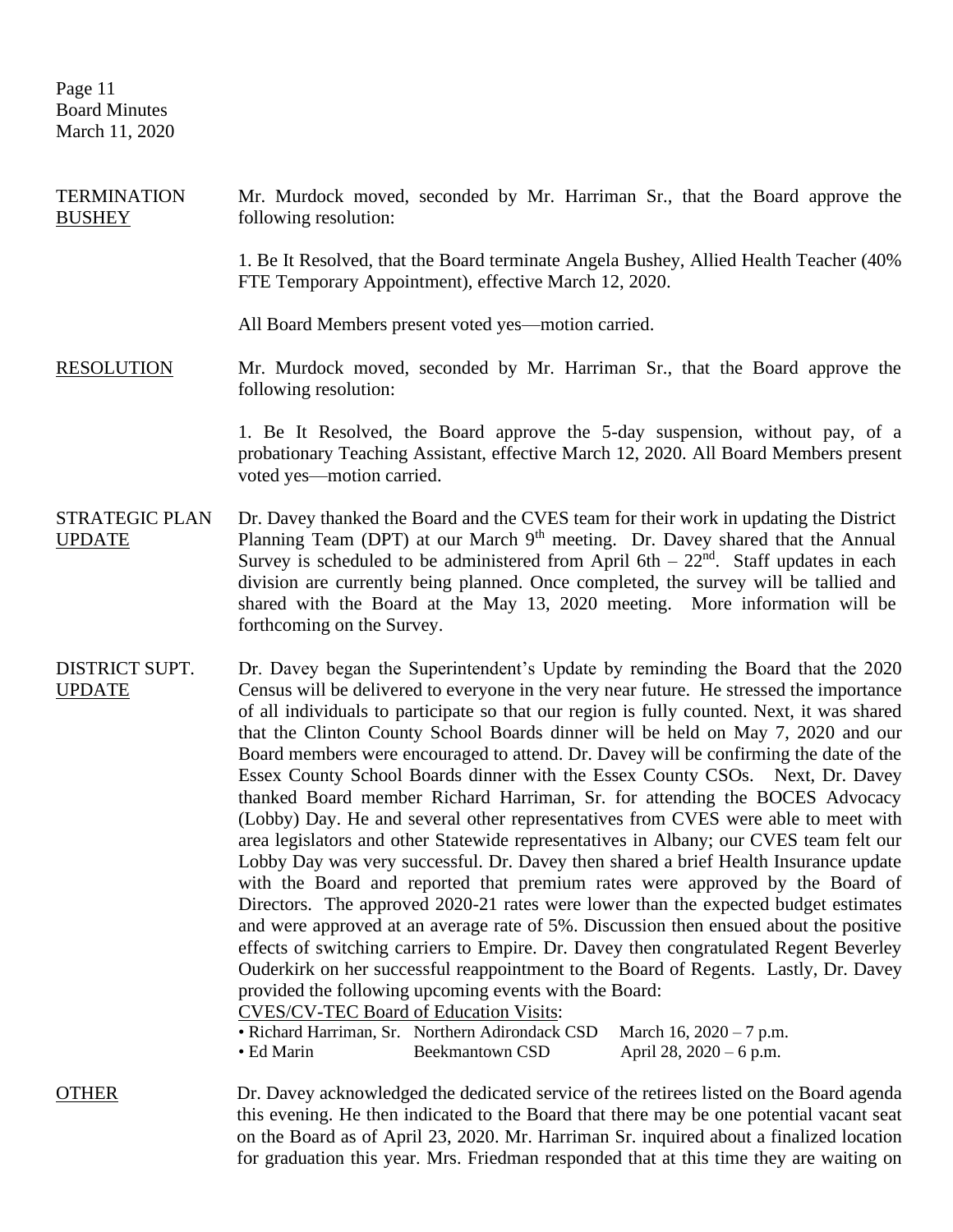**TERMINATION BUSHEY**

Mr. Murdock moved, seconded by Mr. Harriman Sr., that the Board approve the following resolution:

1. Be It Resolved, that the Board terminate Angela Bushey, Allied Health Teacher (40% FTE Temporary Appointment), effective March 12, 2020.

All Board Members present voted yes—motion carried.

**RESOLUTION**

Mr. Murdock moved, seconded by Mr. Harriman Sr., that the Board approve the following resolution:

1. Be It Resolved, the Board approve the 5-day suspension, without pay, of a probationary Teaching Assistant, effective March 12, 2020. All Board Members present voted yes—motion carried.

**STRATEGIC PLAN UPDATE**

Dr. Davey thanked the Board and the CVES team for their work in updating the District Planning Team (DPT) at our March 9th meeting. Dr. Davey shared that the Annual Survey is scheduled to be administered from April 6th – 22nd. Staff updates in each division are currently being planned. Once completed, the survey will be tallied and shared with the Board at the May 13, 2020 meeting. More information will be forthcoming on the Survey.

**DISTRICT SUPT. UPDATE**

Dr. Davey began the Superintendent's Update by reminding the Board that the 2020 Census will be delivered to everyone in the very near future. He stressed the importance of all individuals to participate so that our region is fully counted. Next, it was shared that the Clinton County School Boards dinner will be held on May 7, 2020 and our Board members were encouraged to attend. Dr. Davey will be confirming the date of the Essex County School Boards dinner with the Essex County CSOs. Next, Dr. Davey thanked Board member Richard Harriman, Sr. for attending the BOCES Advocacy (Lobby) Day. He and several other representatives from CVES were able to meet with area legislators and other Statewide representatives in Albany; our CVES team felt our Lobby Day was very successful. Dr. Davey then shared a brief Health Insurance update with the Board and reported that premium rates were approved by the Board of Directors. The approved 2020-21 rates were lower than the expected budget estimates and were approved at an average rate of 5%. Discussion then ensued about the positive effects of switching carriers to Empire. Dr. Davey then congratulated Regent Beverley Ouderkirk on her successful reappointment to the Board of Regents. Lastly, Dr. Davey provided the following upcoming events with the Board:

CVES/CV-TEC Board of Education Visits:

- Richard Harriman, Sr. Northern Adirondack CSD March 16, 2020 – 7 p.m.
- Ed Marin Beekmantown CSD April 28, 2020 – 6 p.m.

**OTHER**

Dr. Davey acknowledged the dedicated service of the retirees listed on the Board agenda this evening. He then indicated to the Board that there may be one potential vacant seat on the Board as of April 23, 2020. Mr. Harriman Sr. inquired about a finalized location for graduation this year. Mrs. Friedman responded that at this time they are waiting on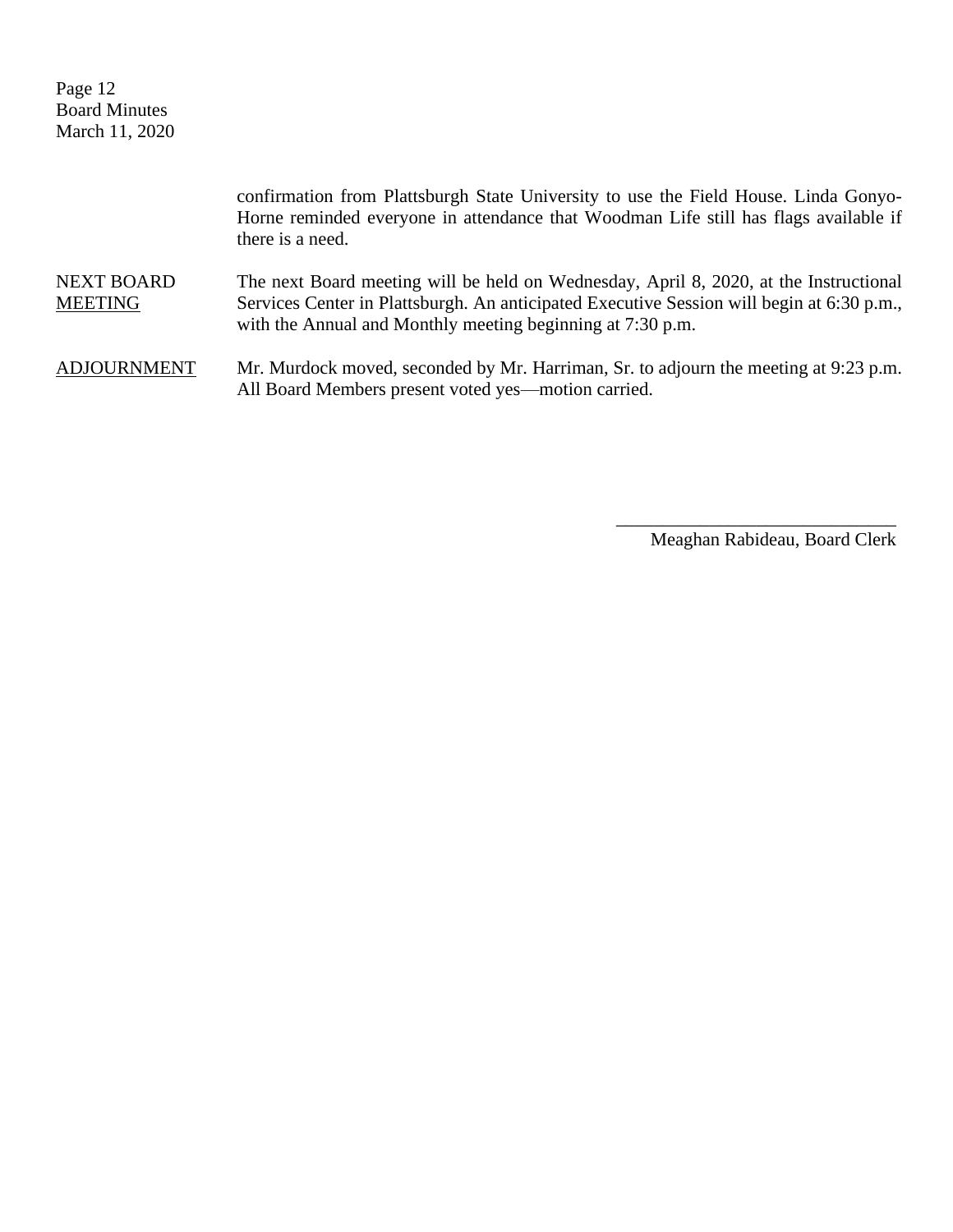confirmation from Plattsburgh State University to use the Field House. Linda Gonyo-Horne reminded everyone in attendance that Woodman Life still has flags available if there is a need.

**NEXT BOARD MEETING**

The next Board meeting will be held on Wednesday, April 8, 2020, at the Instructional Services Center in Plattsburgh. An anticipated Executive Session will begin at 6:30 p.m., with the Annual and Monthly meeting beginning at 7:30 p.m.

**ADJOURNMENT**

Mr. Murdock moved, seconded by Mr. Harriman, Sr. to adjourn the meeting at 9:23 p.m. All Board Members present voted yes—motion carried.

\_\_\_\_\_\_\_\_\_\_\_\_\_\_\_\_\_\_\_\_\_\_\_\_\_\_\_\_\_\_

Meaghan Rabideau, Board Clerk